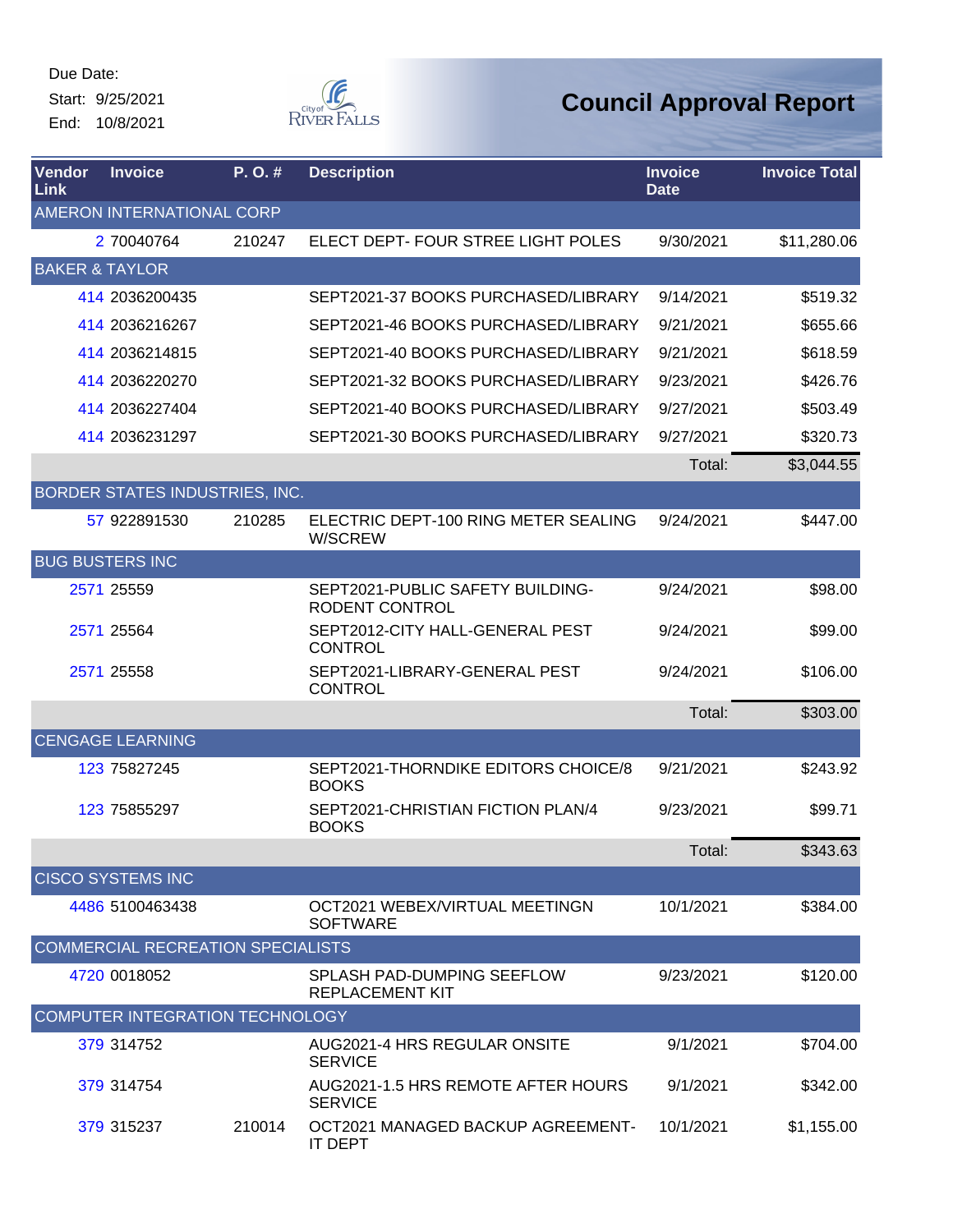Due Date:
Start: 9/25/2021
End: 10/8/2021

# Council Approval Report

| Vendor Link | Invoice | P. O. # | Description | Invoice Date | Invoice Total |
|---|---|---|---|---|---|
| AMERON INTERNATIONAL CORP | | | | | |
| 2 | 70040764 | 210247 | ELECT DEPT- FOUR STREE LIGHT POLES | 9/30/2021 | $11,280.06 |
| BAKER & TAYLOR | | | | | |
| 414 | 2036200435 | | SEPT2021-37 BOOKS PURCHASED/LIBRARY | 9/14/2021 | $519.32 |
| 414 | 2036216267 | | SEPT2021-46 BOOKS PURCHASED/LIBRARY | 9/21/2021 | $655.66 |
| 414 | 2036214815 | | SEPT2021-40 BOOKS PURCHASED/LIBRARY | 9/21/2021 | $618.59 |
| 414 | 2036220270 | | SEPT2021-32 BOOKS PURCHASED/LIBRARY | 9/23/2021 | $426.76 |
| 414 | 2036227404 | | SEPT2021-40 BOOKS PURCHASED/LIBRARY | 9/27/2021 | $503.49 |
| 414 | 2036231297 | | SEPT2021-30 BOOKS PURCHASED/LIBRARY | 9/27/2021 | $320.73 |
| | | | | Total: | $3,044.55 |
| BORDER STATES INDUSTRIES, INC. | | | | | |
| 57 | 922891530 | 210285 | ELECTRIC DEPT-100 RING METER SEALING W/SCREW | 9/24/2021 | $447.00 |
| BUG BUSTERS INC | | | | | |
| 2571 | 25559 | | SEPT2021-PUBLIC SAFETY BUILDING-RODENT CONTROL | 9/24/2021 | $98.00 |
| 2571 | 25564 | | SEPT2012-CITY HALL-GENERAL PEST CONTROL | 9/24/2021 | $99.00 |
| 2571 | 25558 | | SEPT2021-LIBRARY-GENERAL PEST CONTROL | 9/24/2021 | $106.00 |
| | | | | Total: | $303.00 |
| CENGAGE LEARNING | | | | | |
| 123 | 75827245 | | SEPT2021-THORNDIKE EDITORS CHOICE/8 BOOKS | 9/21/2021 | $243.92 |
| 123 | 75855297 | | SEPT2021-CHRISTIAN FICTION PLAN/4 BOOKS | 9/23/2021 | $99.71 |
| | | | | Total: | $343.63 |
| CISCO SYSTEMS INC | | | | | |
| 4486 | 5100463438 | | OCT2021 WEBEX/VIRTUAL MEETINGN SOFTWARE | 10/1/2021 | $384.00 |
| COMMERCIAL RECREATION SPECIALISTS | | | | | |
| 4720 | 0018052 | | SPLASH PAD-DUMPING SEEFLOW REPLACEMENT KIT | 9/23/2021 | $120.00 |
| COMPUTER INTEGRATION TECHNOLOGY | | | | | |
| 379 | 314752 | | AUG2021-4 HRS REGULAR ONSITE SERVICE | 9/1/2021 | $704.00 |
| 379 | 314754 | | AUG2021-1.5 HRS REMOTE AFTER HOURS SERVICE | 9/1/2021 | $342.00 |
| 379 | 315237 | 210014 | OCT2021 MANAGED BACKUP AGREEMENT-IT DEPT | 10/1/2021 | $1,155.00 |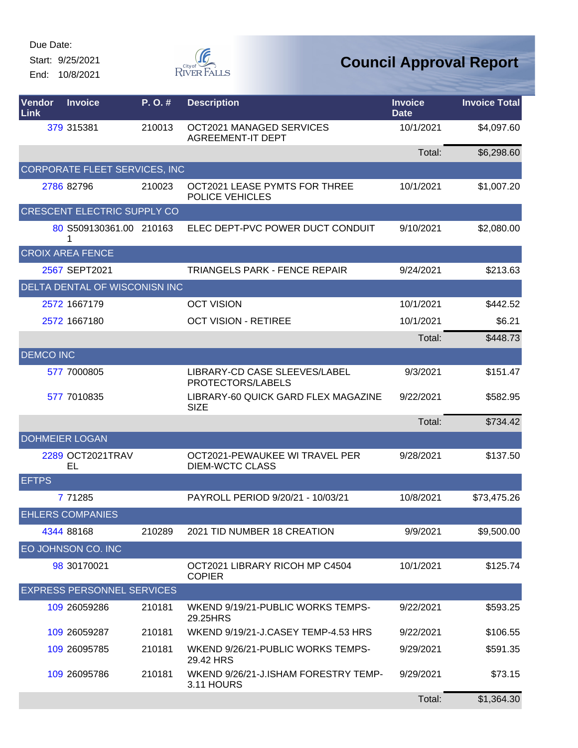Due Date:
Start: 9/25/2021
End: 10/8/2021

# Council Approval Report

| Vendor Link | Invoice | P. O. # | Description | Invoice Date | Invoice Total |
|---|---|---|---|---|---|
| 379 | 315381 | 210013 | OCT2021 MANAGED SERVICES AGREEMENT-IT DEPT | 10/1/2021 | $4,097.60 |
| | | | | Total: | $6,298.60 |
| CORPORATE FLEET SERVICES, INC | | | | | |
| 2786 | 82796 | 210023 | OCT2021 LEASE PYMTS FOR THREE POLICE VEHICLES | 10/1/2021 | $1,007.20 |
| CRESCENT ELECTRIC SUPPLY CO | | | | | |
| 80 | S509130361.001 | 210163 | ELEC DEPT-PVC POWER DUCT CONDUIT | 9/10/2021 | $2,080.00 |
| CROIX AREA FENCE | | | | | |
| 2567 | SEPT2021 | | TRIANGELS PARK - FENCE REPAIR | 9/24/2021 | $213.63 |
| DELTA DENTAL OF WISCONISN INC | | | | | |
| 2572 | 1667179 | | OCT VISION | 10/1/2021 | $442.52 |
| 2572 | 1667180 | | OCT VISION - RETIREE | 10/1/2021 | $6.21 |
| | | | | Total: | $448.73 |
| DEMCO INC | | | | | |
| 577 | 7000805 | | LIBRARY-CD CASE SLEEVES/LABEL PROTECTORS/LABELS | 9/3/2021 | $151.47 |
| 577 | 7010835 | | LIBRARY-60 QUICK GARD FLEX MAGAZINE SIZE | 9/22/2021 | $582.95 |
| | | | | Total: | $734.42 |
| DOHMEIER LOGAN | | | | | |
| 2289 | OCT2021TRAVEL | | OCT2021-PEWAUKEE WI TRAVEL PER DIEM-WCTC CLASS | 9/28/2021 | $137.50 |
| EFTPS | | | | | |
| 7 | 71285 | | PAYROLL PERIOD 9/20/21 - 10/03/21 | 10/8/2021 | $73,475.26 |
| EHLERS COMPANIES | | | | | |
| 4344 | 88168 | 210289 | 2021 TID NUMBER 18 CREATION | 9/9/2021 | $9,500.00 |
| EO JOHNSON CO. INC | | | | | |
| 98 | 30170021 | | OCT2021 LIBRARY RICOH MP C4504 COPIER | 10/1/2021 | $125.74 |
| EXPRESS PERSONNEL SERVICES | | | | | |
| 109 | 26059286 | 210181 | WKEND 9/19/21-PUBLIC WORKS TEMPS-29.25HRS | 9/22/2021 | $593.25 |
| 109 | 26059287 | 210181 | WKEND 9/19/21-J.CASEY TEMP-4.53 HRS | 9/22/2021 | $106.55 |
| 109 | 26095785 | 210181 | WKEND 9/26/21-PUBLIC WORKS TEMPS-29.42 HRS | 9/29/2021 | $591.35 |
| 109 | 26095786 | 210181 | WKEND 9/26/21-J.ISHAM FORESTRY TEMP-3.11 HOURS | 9/29/2021 | $73.15 |
| | | | | Total: | $1,364.30 |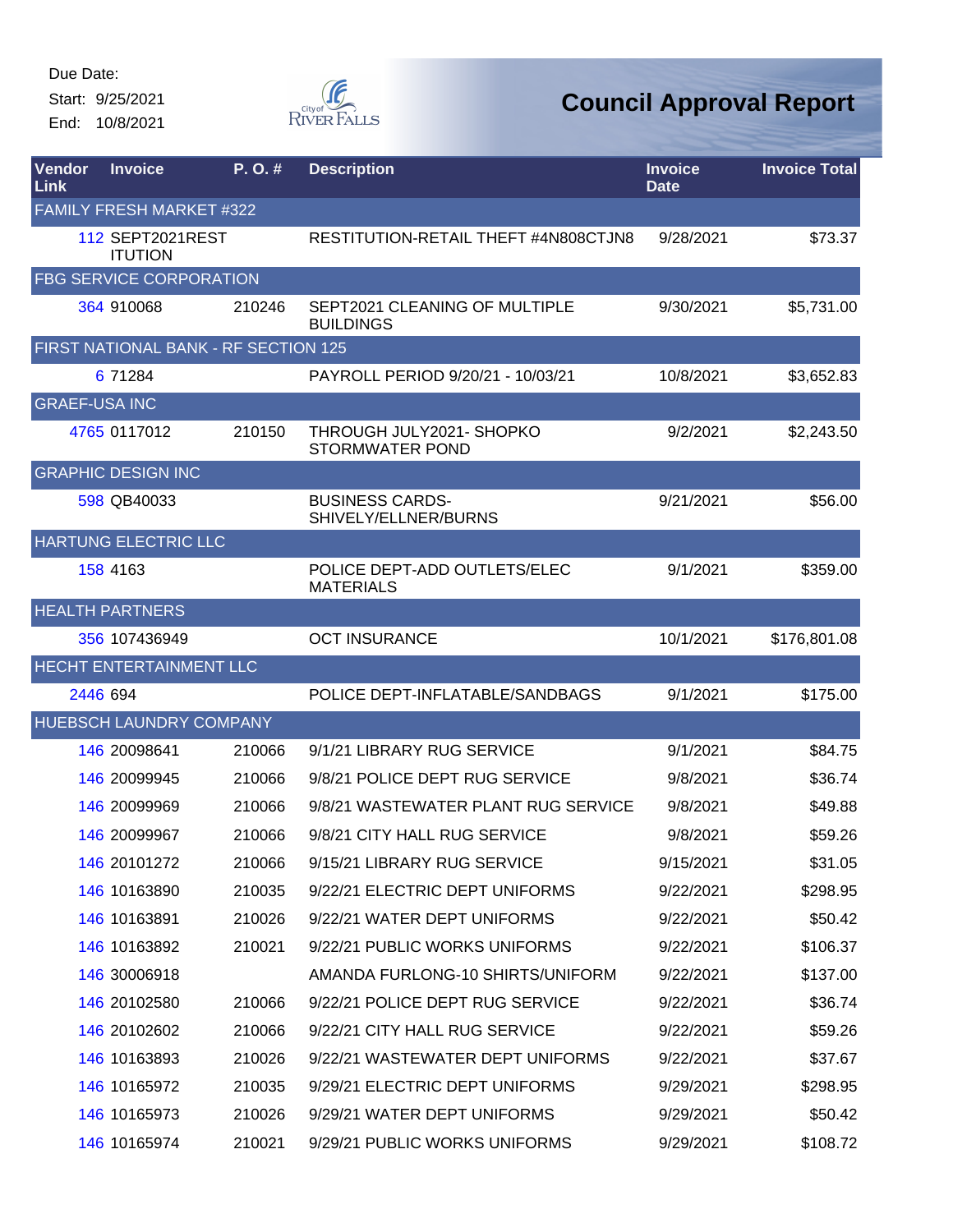Due Date:

Start: 9/25/2021

End: 10/8/2021

# Council Approval Report

| Vendor Link | Invoice | P. O. # | Description | Invoice Date | Invoice Total |
|---|---|---|---|---|---|
| FAMILY FRESH MARKET #322 | | | | | |
| 112 | SEPT2021RESTITUTION | | RESTITUTION-RETAIL THEFT #4N808CTJN8 | 9/28/2021 | $73.37 |
| FBG SERVICE CORPORATION | | | | | |
| 364 | 910068 | 210246 | SEPT2021 CLEANING OF MULTIPLE BUILDINGS | 9/30/2021 | $5,731.00 |
| FIRST NATIONAL BANK - RF SECTION 125 | | | | | |
| 6 | 71284 | | PAYROLL PERIOD 9/20/21 - 10/03/21 | 10/8/2021 | $3,652.83 |
| GRAEF-USA INC | | | | | |
| 4765 | 0117012 | 210150 | THROUGH JULY2021- SHOPKO STORMWATER POND | 9/2/2021 | $2,243.50 |
| GRAPHIC DESIGN INC | | | | | |
| 598 | QB40033 | | BUSINESS CARDS-SHIVELY/ELLNER/BURNS | 9/21/2021 | $56.00 |
| HARTUNG ELECTRIC LLC | | | | | |
| 158 | 4163 | | POLICE DEPT-ADD OUTLETS/ELEC MATERIALS | 9/1/2021 | $359.00 |
| HEALTH PARTNERS | | | | | |
| 356 | 107436949 | | OCT INSURANCE | 10/1/2021 | $176,801.08 |
| HECHT ENTERTAINMENT LLC | | | | | |
| 2446 | 694 | | POLICE DEPT-INFLATABLE/SANDBAGS | 9/1/2021 | $175.00 |
| HUEBSCH LAUNDRY COMPANY | | | | | |
| 146 | 20098641 | 210066 | 9/1/21 LIBRARY RUG SERVICE | 9/1/2021 | $84.75 |
| 146 | 20099945 | 210066 | 9/8/21 POLICE DEPT RUG SERVICE | 9/8/2021 | $36.74 |
| 146 | 20099969 | 210066 | 9/8/21 WASTEWATER PLANT RUG SERVICE | 9/8/2021 | $49.88 |
| 146 | 20099967 | 210066 | 9/8/21 CITY HALL RUG SERVICE | 9/8/2021 | $59.26 |
| 146 | 20101272 | 210066 | 9/15/21 LIBRARY RUG SERVICE | 9/15/2021 | $31.05 |
| 146 | 10163890 | 210035 | 9/22/21 ELECTRIC DEPT UNIFORMS | 9/22/2021 | $298.95 |
| 146 | 10163891 | 210026 | 9/22/21 WATER DEPT UNIFORMS | 9/22/2021 | $50.42 |
| 146 | 10163892 | 210021 | 9/22/21 PUBLIC WORKS UNIFORMS | 9/22/2021 | $106.37 |
| 146 | 30006918 | | AMANDA FURLONG-10 SHIRTS/UNIFORM | 9/22/2021 | $137.00 |
| 146 | 20102580 | 210066 | 9/22/21 POLICE DEPT RUG SERVICE | 9/22/2021 | $36.74 |
| 146 | 20102602 | 210066 | 9/22/21 CITY HALL RUG SERVICE | 9/22/2021 | $59.26 |
| 146 | 10163893 | 210026 | 9/22/21 WASTEWATER DEPT UNIFORMS | 9/22/2021 | $37.67 |
| 146 | 10165972 | 210035 | 9/29/21 ELECTRIC DEPT UNIFORMS | 9/29/2021 | $298.95 |
| 146 | 10165973 | 210026 | 9/29/21 WATER DEPT UNIFORMS | 9/29/2021 | $50.42 |
| 146 | 10165974 | 210021 | 9/29/21 PUBLIC WORKS UNIFORMS | 9/29/2021 | $108.72 |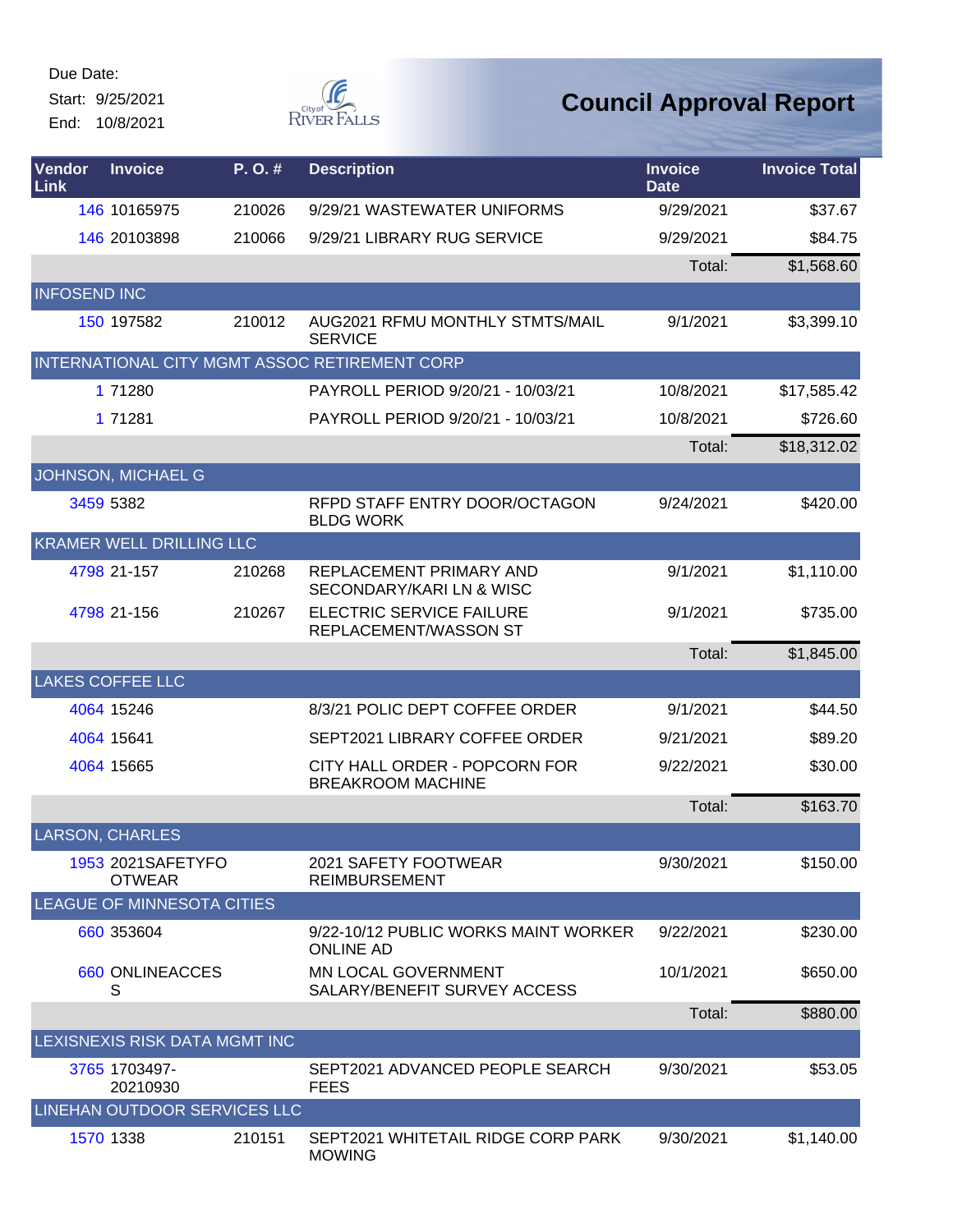Due Date:
Start: 9/25/2021
End: 10/8/2021

# Council Approval Report

| Vendor Link | Invoice | P. O. # | Description | Invoice Date | Invoice Total |
|---|---|---|---|---|---|
| 146 | 10165975 | 210026 | 9/29/21 WASTEWATER UNIFORMS | 9/29/2021 | $37.67 |
| 146 | 20103898 | 210066 | 9/29/21 LIBRARY RUG SERVICE | 9/29/2021 | $84.75 |
| | | | | Total: | $1,568.60 |
| INFOSEND INC | | | | | |
| 150 | 197582 | 210012 | AUG2021 RFMU MONTHLY STMTS/MAIL SERVICE | 9/1/2021 | $3,399.10 |
| INTERNATIONAL CITY MGMT ASSOC RETIREMENT CORP | | | | | |
| 1 | 71280 | | PAYROLL PERIOD 9/20/21 - 10/03/21 | 10/8/2021 | $17,585.42 |
| 1 | 71281 | | PAYROLL PERIOD 9/20/21 - 10/03/21 | 10/8/2021 | $726.60 |
| | | | | Total: | $18,312.02 |
| JOHNSON, MICHAEL G | | | | | |
| 3459 | 5382 | | RFPD STAFF ENTRY DOOR/OCTAGON BLDG WORK | 9/24/2021 | $420.00 |
| KRAMER WELL DRILLING LLC | | | | | |
| 4798 | 21-157 | 210268 | REPLACEMENT PRIMARY AND SECONDARY/KARI LN & WISC | 9/1/2021 | $1,110.00 |
| 4798 | 21-156 | 210267 | ELECTRIC SERVICE FAILURE REPLACEMENT/WASSON ST | 9/1/2021 | $735.00 |
| | | | | Total: | $1,845.00 |
| LAKES COFFEE LLC | | | | | |
| 4064 | 15246 | | 8/3/21 POLIC DEPT COFFEE ORDER | 9/1/2021 | $44.50 |
| 4064 | 15641 | | SEPT2021 LIBRARY COFFEE ORDER | 9/21/2021 | $89.20 |
| 4064 | 15665 | | CITY HALL ORDER - POPCORN FOR BREAKROOM MACHINE | 9/22/2021 | $30.00 |
| | | | | Total: | $163.70 |
| LARSON, CHARLES | | | | | |
| 1953 | 2021SAFETYFOOTWEAR | | 2021 SAFETY FOOTWEAR REIMBURSEMENT | 9/30/2021 | $150.00 |
| LEAGUE OF MINNESOTA CITIES | | | | | |
| 660 | 353604 | | 9/22-10/12 PUBLIC WORKS MAINT WORKER ONLINE AD | 9/22/2021 | $230.00 |
| 660 | ONLINEACCESS | | MN LOCAL GOVERNMENT SALARY/BENEFIT SURVEY ACCESS | 10/1/2021 | $650.00 |
| | | | | Total: | $880.00 |
| LEXISNEXIS RISK DATA MGMT INC | | | | | |
| 3765 | 1703497-20210930 | | SEPT2021 ADVANCED PEOPLE SEARCH FEES | 9/30/2021 | $53.05 |
| LINEHAN OUTDOOR SERVICES LLC | | | | | |
| 1570 | 1338 | 210151 | SEPT2021 WHITETAIL RIDGE CORP PARK MOWING | 9/30/2021 | $1,140.00 |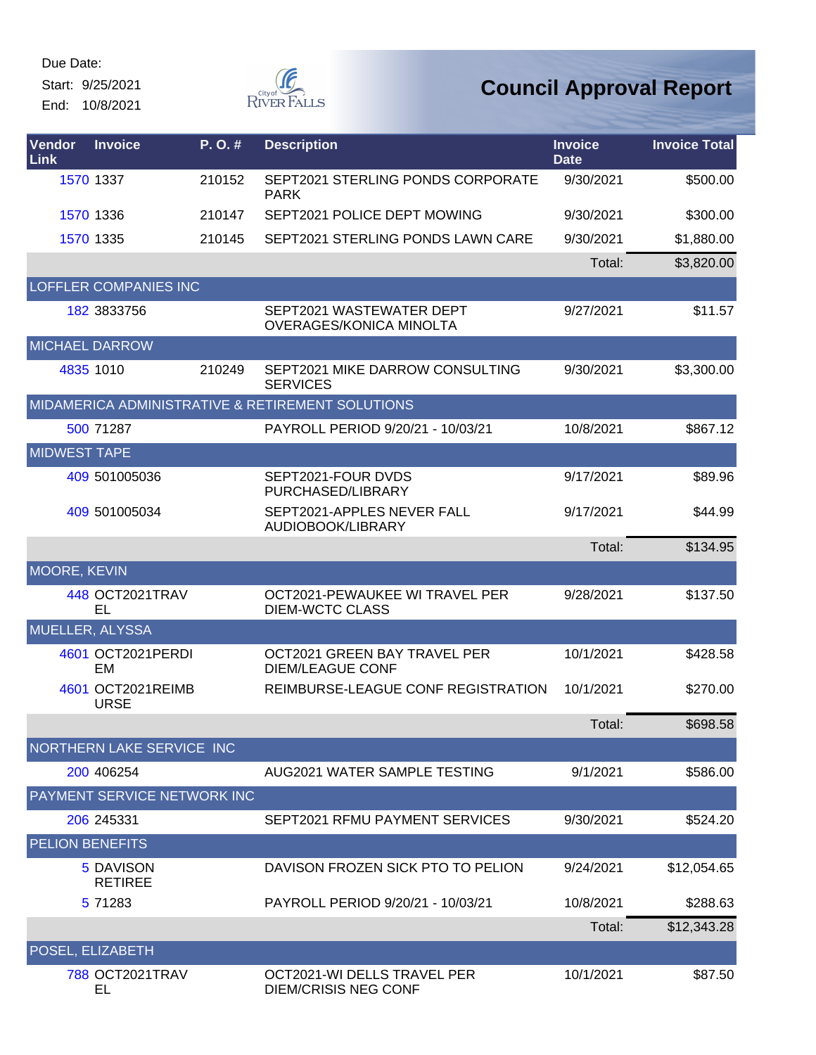Due Date:
Start: 9/25/2021
End: 10/8/2021

City of River Falls

# Council Approval Report

| Vendor Link | Invoice | P. O. # | Description | Invoice Date | Invoice Total |
|---|---|---|---|---|---|
| 1570 | 1337 | 210152 | SEPT2021 STERLING PONDS CORPORATE PARK | 9/30/2021 | $500.00 |
| 1570 | 1336 | 210147 | SEPT2021 POLICE DEPT MOWING | 9/30/2021 | $300.00 |
| 1570 | 1335 | 210145 | SEPT2021 STERLING PONDS LAWN CARE | 9/30/2021 | $1,880.00 |
| | | | | Total: | $3,820.00 |
| LOFFLER COMPANIES INC | | | | | |
| 182 | 3833756 | | SEPT2021 WASTEWATER DEPT OVERAGES/KONICA MINOLTA | 9/27/2021 | $11.57 |
| MICHAEL DARROW | | | | | |
| 4835 | 1010 | 210249 | SEPT2021 MIKE DARROW CONSULTING SERVICES | 9/30/2021 | $3,300.00 |
| MIDAMERICA ADMINISTRATIVE & RETIREMENT SOLUTIONS | | | | | |
| 500 | 71287 | | PAYROLL PERIOD 9/20/21 - 10/03/21 | 10/8/2021 | $867.12 |
| MIDWEST TAPE | | | | | |
| 409 | 501005036 | | SEPT2021-FOUR DVDS PURCHASED/LIBRARY | 9/17/2021 | $89.96 |
| 409 | 501005034 | | SEPT2021-APPLES NEVER FALL AUDIOBOOK/LIBRARY | 9/17/2021 | $44.99 |
| | | | | Total: | $134.95 |
| MOORE, KEVIN | | | | | |
| 448 | OCT2021TRAVEL | | OCT2021-PEWAUKEE WI TRAVEL PER DIEM-WCTC CLASS | 9/28/2021 | $137.50 |
| MUELLER, ALYSSA | | | | | |
| 4601 | OCT2021PERDIEM | | OCT2021 GREEN BAY TRAVEL PER DIEM/LEAGUE CONF | 10/1/2021 | $428.58 |
| 4601 | OCT2021REIMBURSE | | REIMBURSE-LEAGUE CONF REGISTRATION | 10/1/2021 | $270.00 |
| | | | | Total: | $698.58 |
| NORTHERN LAKE SERVICE INC | | | | | |
| 200 | 406254 | | AUG2021 WATER SAMPLE TESTING | 9/1/2021 | $586.00 |
| PAYMENT SERVICE NETWORK INC | | | | | |
| 206 | 245331 | | SEPT2021 RFMU PAYMENT SERVICES | 9/30/2021 | $524.20 |
| PELION BENEFITS | | | | | |
| 5 | DAVISON RETIREE | | DAVISON FROZEN SICK PTO TO PELION | 9/24/2021 | $12,054.65 |
| 5 | 71283 | | PAYROLL PERIOD 9/20/21 - 10/03/21 | 10/8/2021 | $288.63 |
| | | | | Total: | $12,343.28 |
| POSEL, ELIZABETH | | | | | |
| 788 | OCT2021TRAVEL | | OCT2021-WI DELLS TRAVEL PER DIEM/CRISIS NEG CONF | 10/1/2021 | $87.50 |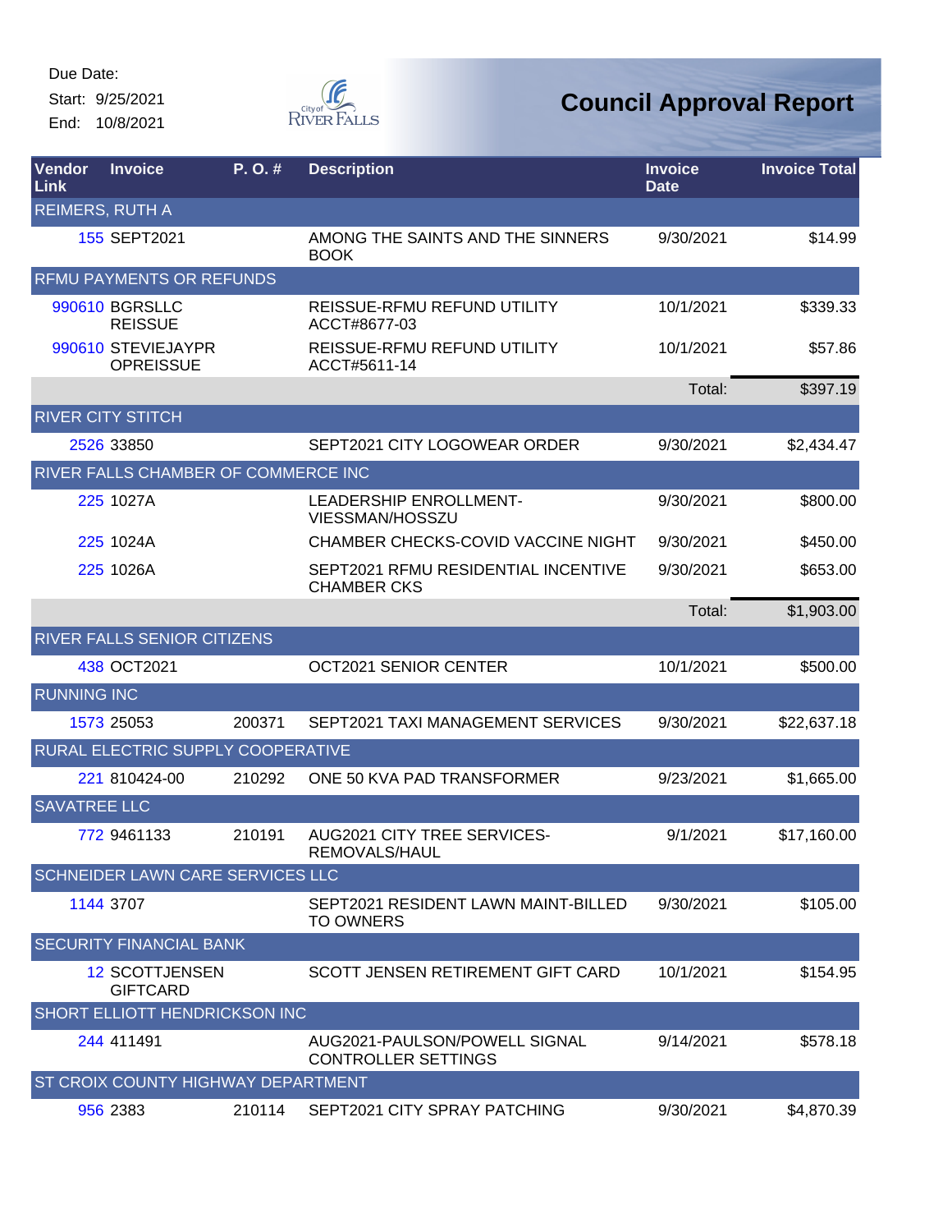Due Date:
Start: 9/25/2021
End: 10/8/2021

# Council Approval Report

| Vendor Link | Invoice | P. O. # | Description | Invoice Date | Invoice Total |
|---|---|---|---|---|---|
| REIMERS, RUTH A | | | | | |
| 155 | SEPT2021 | | AMONG THE SAINTS AND THE SINNERS BOOK | 9/30/2021 | $14.99 |
| RFMU PAYMENTS OR REFUNDS | | | | | |
| 990610 | BGRSLLC REISSUE | | REISSUE-RFMU REFUND UTILITY ACCT#8677-03 | 10/1/2021 | $339.33 |
| 990610 | STEVIEJAYPR OPREISSUE | | REISSUE-RFMU REFUND UTILITY ACCT#5611-14 | 10/1/2021 | $57.86 |
| | | | | Total: | $397.19 |
| RIVER CITY STITCH | | | | | |
| 2526 | 33850 | | SEPT2021 CITY LOGOWEAR ORDER | 9/30/2021 | $2,434.47 |
| RIVER FALLS CHAMBER OF COMMERCE INC | | | | | |
| 225 | 1027A | | LEADERSHIP ENROLLMENT-VIESSMAN/HOSSZU | 9/30/2021 | $800.00 |
| 225 | 1024A | | CHAMBER CHECKS-COVID VACCINE NIGHT | 9/30/2021 | $450.00 |
| 225 | 1026A | | SEPT2021 RFMU RESIDENTIAL INCENTIVE CHAMBER CKS | 9/30/2021 | $653.00 |
| | | | | Total: | $1,903.00 |
| RIVER FALLS SENIOR CITIZENS | | | | | |
| 438 | OCT2021 | | OCT2021 SENIOR CENTER | 10/1/2021 | $500.00 |
| RUNNING INC | | | | | |
| 1573 | 25053 | 200371 | SEPT2021 TAXI MANAGEMENT SERVICES | 9/30/2021 | $22,637.18 |
| RURAL ELECTRIC SUPPLY COOPERATIVE | | | | | |
| 221 | 810424-00 | 210292 | ONE 50 KVA PAD TRANSFORMER | 9/23/2021 | $1,665.00 |
| SAVATREE LLC | | | | | |
| 772 | 9461133 | 210191 | AUG2021 CITY TREE SERVICES-REMOVALS/HAUL | 9/1/2021 | $17,160.00 |
| SCHNEIDER LAWN CARE SERVICES LLC | | | | | |
| 1144 | 3707 | | SEPT2021 RESIDENT LAWN MAINT-BILLED TO OWNERS | 9/30/2021 | $105.00 |
| SECURITY FINANCIAL BANK | | | | | |
| 12 | SCOTTJENSEN GIFTCARD | | SCOTT JENSEN RETIREMENT GIFT CARD | 10/1/2021 | $154.95 |
| SHORT ELLIOTT HENDRICKSON INC | | | | | |
| 244 | 411491 | | AUG2021-PAULSON/POWELL SIGNAL CONTROLLER SETTINGS | 9/14/2021 | $578.18 |
| ST CROIX COUNTY HIGHWAY DEPARTMENT | | | | | |
| 956 | 2383 | 210114 | SEPT2021 CITY SPRAY PATCHING | 9/30/2021 | $4,870.39 |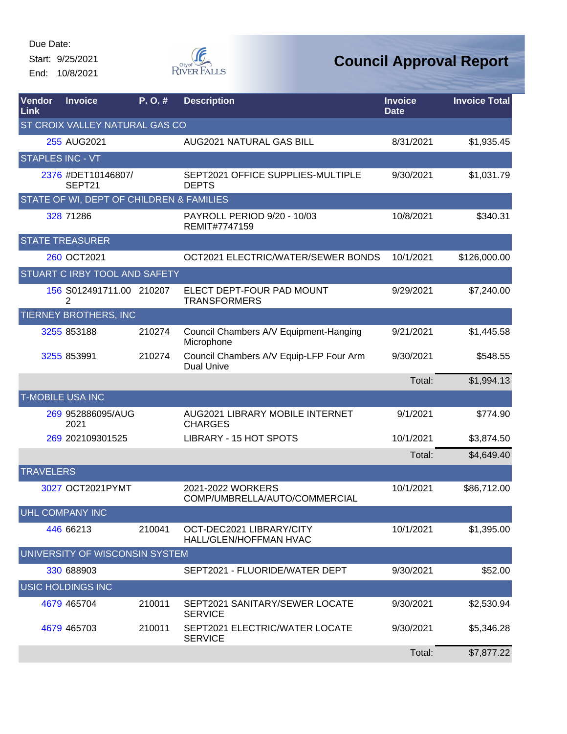Due Date:
Start: 9/25/2021
End: 10/8/2021

# Council Approval Report

| Vendor Link | Invoice | P. O. # | Description | Invoice Date | Invoice Total |
|---|---|---|---|---|---|
| ST CROIX VALLEY NATURAL GAS CO | | | | | |
| 255 | AUG2021 | | AUG2021 NATURAL GAS BILL | 8/31/2021 | $1,935.45 |
| STAPLES INC - VT | | | | | |
| 2376 | #DET10146807/SEPT21 | | SEPT2021 OFFICE SUPPLIES-MULTIPLE DEPTS | 9/30/2021 | $1,031.79 |
| STATE OF WI, DEPT OF CHILDREN & FAMILIES | | | | | |
| 328 | 71286 | | PAYROLL PERIOD 9/20 - 10/03 REMIT#7747159 | 10/8/2021 | $340.31 |
| STATE TREASURER | | | | | |
| 260 | OCT2021 | | OCT2021 ELECTRIC/WATER/SEWER BONDS | 10/1/2021 | $126,000.00 |
| STUART C IRBY TOOL AND SAFETY | | | | | |
| 156 | S012491711.002 | 210207 | ELECT DEPT-FOUR PAD MOUNT TRANSFORMERS | 9/29/2021 | $7,240.00 |
| TIERNEY BROTHERS, INC | | | | | |
| 3255 | 853188 | 210274 | Council Chambers A/V Equipment-Hanging Microphone | 9/21/2021 | $1,445.58 |
| 3255 | 853991 | 210274 | Council Chambers A/V Equip-LFP Four Arm Dual Unive | 9/30/2021 | $548.55 |
| | | | | Total: | $1,994.13 |
| T-MOBILE USA INC | | | | | |
| 269 | 952886095/AUG 2021 | | AUG2021 LIBRARY MOBILE INTERNET CHARGES | 9/1/2021 | $774.90 |
| 269 | 202109301525 | | LIBRARY - 15 HOT SPOTS | 10/1/2021 | $3,874.50 |
| | | | | Total: | $4,649.40 |
| TRAVELERS | | | | | |
| 3027 | OCT2021PYMT | | 2021-2022 WORKERS COMP/UMBRELLA/AUTO/COMMERCIAL | 10/1/2021 | $86,712.00 |
| UHL COMPANY INC | | | | | |
| 446 | 66213 | 210041 | OCT-DEC2021 LIBRARY/CITY HALL/GLEN/HOFFMAN HVAC | 10/1/2021 | $1,395.00 |
| UNIVERSITY OF WISCONSIN SYSTEM | | | | | |
| 330 | 688903 | | SEPT2021 - FLUORIDE/WATER DEPT | 9/30/2021 | $52.00 |
| USIC HOLDINGS INC | | | | | |
| 4679 | 465704 | 210011 | SEPT2021 SANITARY/SEWER LOCATE SERVICE | 9/30/2021 | $2,530.94 |
| 4679 | 465703 | 210011 | SEPT2021 ELECTRIC/WATER LOCATE SERVICE | 9/30/2021 | $5,346.28 |
| | | | | Total: | $7,877.22 |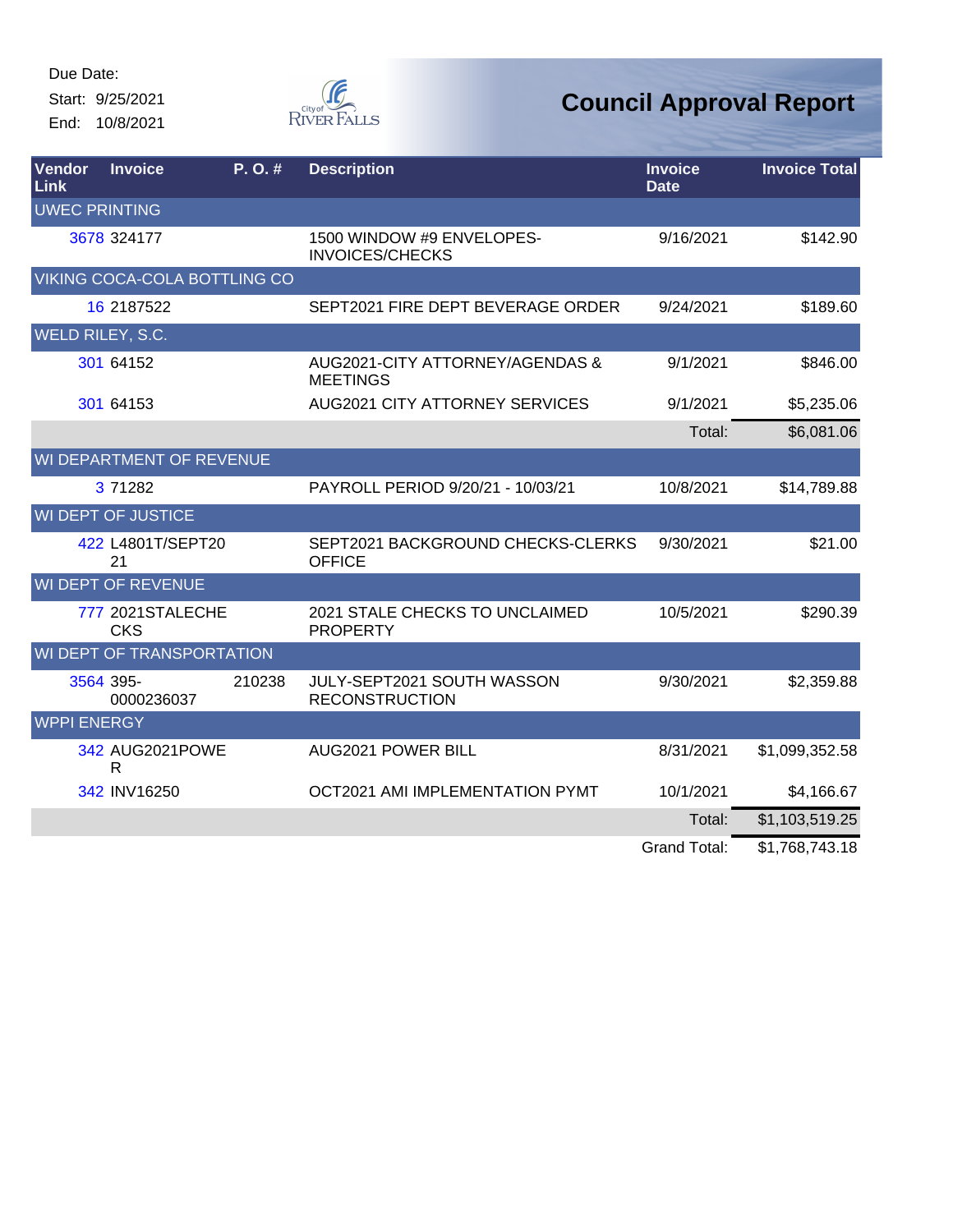Due Date:

Start: 9/25/2021

End: 10/8/2021

# Council Approval Report

| Vendor Link | Invoice | P. O. # | Description | Invoice Date | Invoice Total |
|---|---|---|---|---|---|
| UWEC PRINTING | | | | | |
| 3678 | 324177 | | 1500 WINDOW #9 ENVELOPES-INVOICES/CHECKS | 9/16/2021 | $142.90 |
| VIKING COCA-COLA BOTTLING CO | | | | | |
| 16 | 2187522 | | SEPT2021 FIRE DEPT BEVERAGE ORDER | 9/24/2021 | $189.60 |
| WELD RILEY, S.C. | | | | | |
| 301 | 64152 | | AUG2021-CITY ATTORNEY/AGENDAS & MEETINGS | 9/1/2021 | $846.00 |
| 301 | 64153 | | AUG2021 CITY ATTORNEY SERVICES | 9/1/2021 | $5,235.06 |
| | | | | Total: | $6,081.06 |
| WI DEPARTMENT OF REVENUE | | | | | |
| 3 | 71282 | | PAYROLL PERIOD 9/20/21 - 10/03/21 | 10/8/2021 | $14,789.88 |
| WI DEPT OF JUSTICE | | | | | |
| 422 | L4801T/SEPT2021 | | SEPT2021 BACKGROUND CHECKS-CLERKS OFFICE | 9/30/2021 | $21.00 |
| WI DEPT OF REVENUE | | | | | |
| 777 | 2021STALECHECKS | | 2021 STALE CHECKS TO UNCLAIMED PROPERTY | 10/5/2021 | $290.39 |
| WI DEPT OF TRANSPORTATION | | | | | |
| 3564 | 395-0000236037 | 210238 | JULY-SEPT2021 SOUTH WASSON RECONSTRUCTION | 9/30/2021 | $2,359.88 |
| WPPI ENERGY | | | | | |
| 342 | AUG2021POWER | | AUG2021 POWER BILL | 8/31/2021 | $1,099,352.58 |
| 342 | INV16250 | | OCT2021 AMI IMPLEMENTATION PYMT | 10/1/2021 | $4,166.67 |
| | | | | Total: | $1,103,519.25 |
| | | | | Grand Total: | $1,768,743.18 |